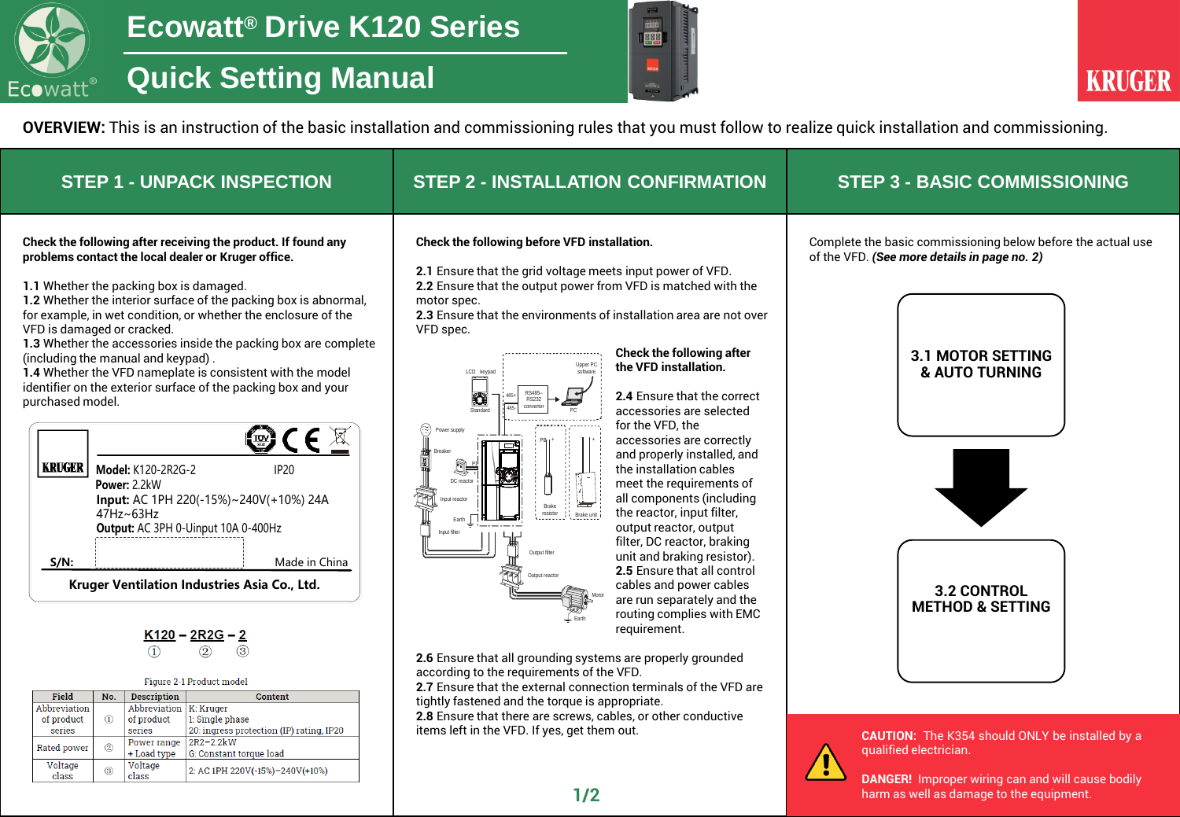# Ecowatt® Drive K120 Series

# Quick Setting Manual

**OVERVIEW:** This is an instruction of the basic installation and commissioning rules that you must follow to realize quick installation and commissioning.

## STEP 1 - UNPACK INSPECTION

**Check the following after receiving the product. If found any problems contact the local dealer or Kruger office.**

**1.1** Whether the packing box is damaged.
**1.2** Whether the interior surface of the packing box is abnormal, for example, in wet condition, or whether the enclosure of the VFD is damaged or cracked.
**1.3** Whether the accessories inside the packing box are complete (including the manual and keypad) .
**1.4** Whether the VFD nameplate is consistent with the model identifier on the exterior surface of the packing box and your purchased model.

KRUGER
**Model:** K120-2R2G-2 IP20
**Power:** 2.2kW
**Input:** AC 1PH 220(-15%)~240V(+10%) 24A 47Hz~63Hz
**Output:** AC 3PH 0-Uinput 10A 0-400Hz
**S/N:** Made in China
**Kruger Ventilation Industries Asia Co., Ltd.**

K120 – 2R2G – 2
① ② ③

Figure 2-1 Product model

| Field | No. | Description | Content |
|---|---|---|---|
| Abbreviation of product series | ① | Abbreviation of product series | K: Kruger<br>1: Single phase<br>20: ingress protection (IP) rating, IP20 |
| Rated power | ② | Power range + Load type | 2R2–2.2kW<br>G: Constant torque load |
| Voltage class | ③ | Voltage class | 2: AC 1PH 220V(-15%)–240V(+10%) |

## STEP 2 - INSTALLATION CONFIRMATION

**Check the following before VFD installation.**

**2.1** Ensure that the grid voltage meets input power of VFD.
**2.2** Ensure that the output power from VFD is matched with the motor spec.
**2.3** Ensure that the environments of installation area are not over VFD spec.

**Check the following after the VFD installation.**

**2.4** Ensure that the correct accessories are selected for the VFD, the accessories are correctly and properly installed, and the installation cables meet the requirements of all components (including the reactor, input filter, output reactor, output filter, DC reactor, braking unit and braking resistor).
**2.5** Ensure that all control cables and power cables are run separately and the routing complies with EMC requirement.
**2.6** Ensure that all grounding systems are properly grounded according to the requirements of the VFD.
**2.7** Ensure that the external connection terminals of the VFD are tightly fastened and the torque is appropriate.
**2.8** Ensure that there are screws, cables, or other conductive items left in the VFD. If yes, get them out.

## STEP 3 - BASIC COMMISSIONING

Complete the basic commissioning below before the actual use of the VFD. ***(See more details in page no. 2)***

**3.1 MOTOR SETTING & AUTO TURNING**

**3.2 CONTROL METHOD & SETTING**

**CAUTION:** The K354 should ONLY be installed by a qualified electrician.

**DANGER!** Improper wiring can and will cause bodily harm as well as damage to the equipment.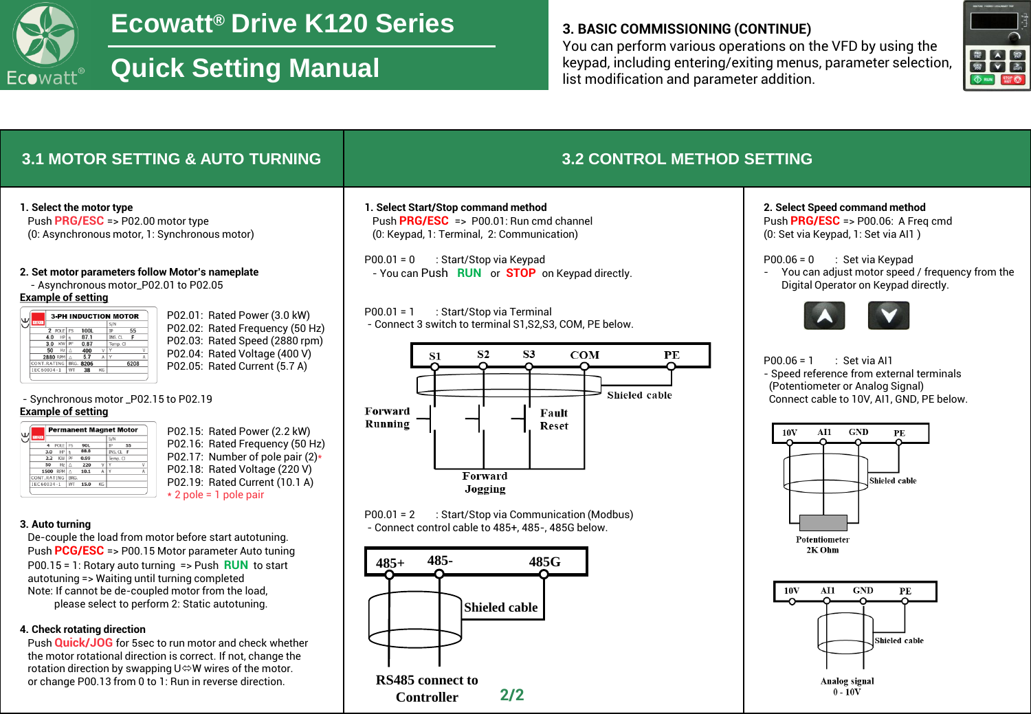# Ecowatt® Drive K120 Series

# Quick Setting Manual

**3. BASIC COMMISSIONING (CONTINUE)**

You can perform various operations on the VFD by using the keypad, including entering/exiting menus, parameter selection, list modification and parameter addition.

## 3.1 MOTOR SETTING & AUTO TURNING

**1. Select the motor type**

Push **PRG/ESC** => P02.00 motor type
(0: Asynchronous motor, 1: Synchronous motor)

**2. Set motor parameters follow Motor's nameplate**

- Asynchronous motor_P02.01 to P02.05

**Example of setting**

3-PH INDUCTION MOTOR

P02.01: Rated Power (3.0 kW)
P02.02: Rated Frequency (50 Hz)
P02.03: Rated Speed (2880 rpm)
P02.04: Rated Voltage (400 V)
P02.05: Rated Current (5.7 A)

- Synchronous motor _P02.15 to P02.19

**Example of setting**

Permanent Magnet Motor

P02.15: Rated Power (2.2 kW)
P02.16: Rated Frequency (50 Hz)
P02.17: Number of pole pair (2)*
P02.18: Rated Voltage (220 V)
P02.19: Rated Current (10.1 A)
* 2 pole = 1 pole pair

**3. Auto turning**

De-couple the load from motor before start autotuning.
Push **PCG/ESC** => P00.15 Motor parameter Auto tuning
P00.15 = 1: Rotary auto turning => Push **RUN** to start autotuning => Waiting until turning completed
Note: If cannot be de-coupled motor from the load, please select to perform 2: Static autotuning.

**4. Check rotating direction**

Push **Quick/JOG** for 5sec to run motor and check whether the motor rotational direction is correct. If not, change the rotation direction by swapping U⇔W wires of the motor. or change P00.13 from 0 to 1: Run in reverse direction.

## 3.2 CONTROL METHOD SETTING

**1. Select Start/Stop command method**

Push **PRG/ESC** => P00.01: Run cmd channel
(0: Keypad, 1: Terminal, 2: Communication)

P00.01 = 0 : Start/Stop via Keypad

- You can Push **RUN** or **STOP** on Keypad directly.

P00.01 = 1 : Start/Stop via Terminal

- Connect 3 switch to terminal S1,S2,S3, COM, PE below.

S1 S2 S3 COM PE
Shielded cable
Forward Running
Fault Reset
Forward Jogging

P00.01 = 2 : Start/Stop via Communication (Modbus)

- Connect control cable to 485+, 485-, 485G below.

485+ 485- 485G
Shielded cable
RS485 connect to Controller

**2. Select Speed command method**

Push **PRG/ESC** => P00.06: A Freq cmd
(0: Set via Keypad, 1: Set via AI1 )

P00.06 = 0 : Set via Keypad

- You can adjust motor speed / frequency from the Digital Operator on Keypad directly.

P00.06 = 1 : Set via AI1

- Speed reference from external terminals (Potentiometer or Analog Signal)
Connect cable to 10V, AI1, GND, PE below.

10V AI1 GND PE
Shielded cable
Potentiometer 2K Ohm

10V AI1 GND PE
Shielded cable
Analog signal 0 - 10V